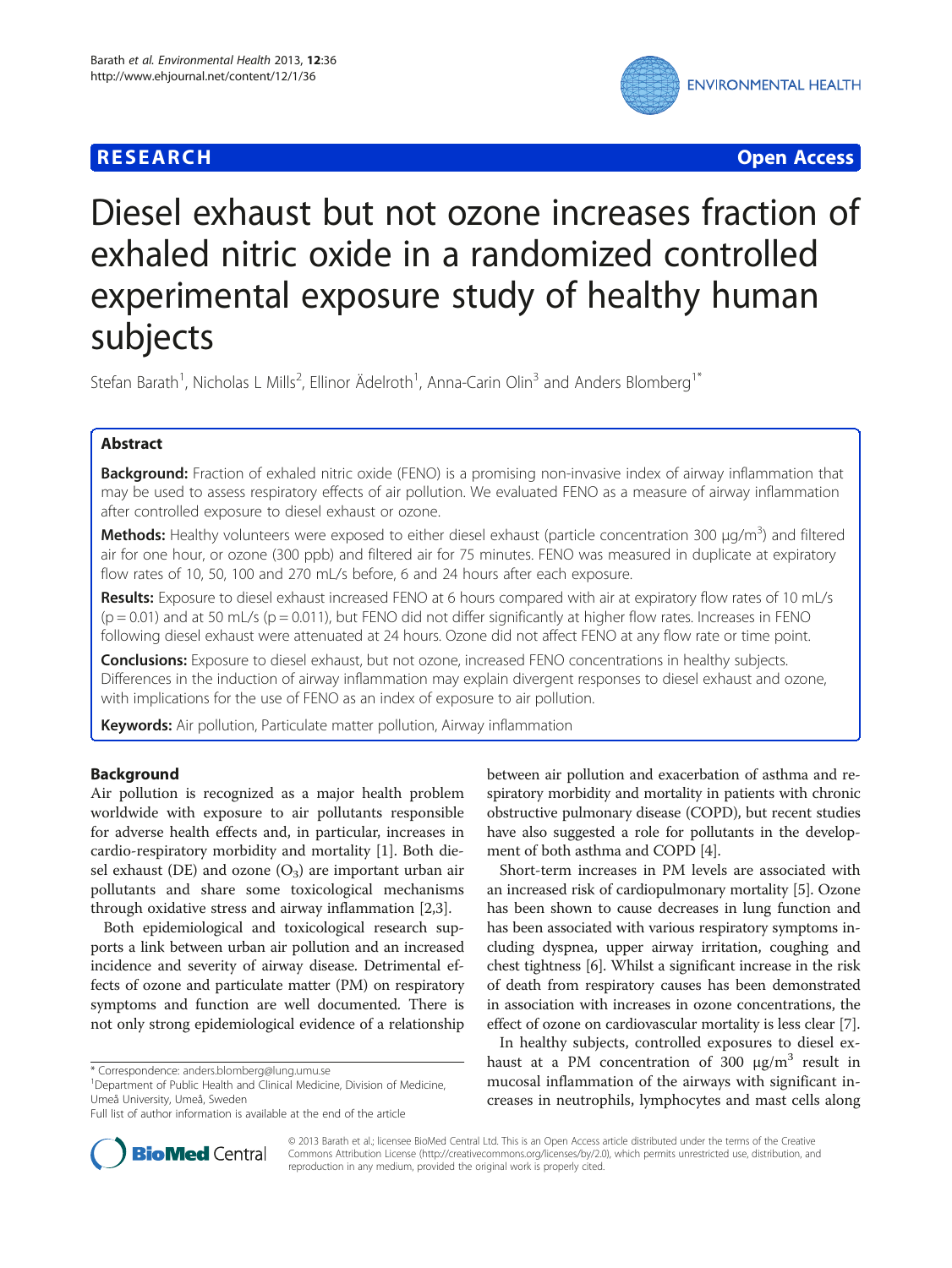**RESEARCH Open Access**

# Diesel exhaust but not ozone increases fraction of exhaled nitric oxide in a randomized controlled experimental exposure study of healthy human subjects

Stefan Barath[1], Nicholas L Mills[2], Ellinor Ädelroth[1], Anna-Carin Olin[3] and Anders Blomberg[1*]

## Abstract

**Background:** Fraction of exhaled nitric oxide (FENO) is a promising non-invasive index of airway inflammation that may be used to assess respiratory effects of air pollution. We evaluated FENO as a measure of airway inflammation after controlled exposure to diesel exhaust or ozone.

**Methods:** Healthy volunteers were exposed to either diesel exhaust (particle concentration 300 μg/m$^3$) and filtered air for one hour, or ozone (300 ppb) and filtered air for 75 minutes. FENO was measured in duplicate at expiratory flow rates of 10, 50, 100 and 270 mL/s before, 6 and 24 hours after each exposure.

**Results:** Exposure to diesel exhaust increased FENO at 6 hours compared with air at expiratory flow rates of 10 mL/s ($p = 0.01$) and at 50 mL/s ($p = 0.011$), but FENO did not differ significantly at higher flow rates. Increases in FENO following diesel exhaust were attenuated at 24 hours. Ozone did not affect FENO at any flow rate or time point.

**Conclusions:** Exposure to diesel exhaust, but not ozone, increased FENO concentrations in healthy subjects. Differences in the induction of airway inflammation may explain divergent responses to diesel exhaust and ozone, with implications for the use of FENO as an index of exposure to air pollution.

**Keywords:** Air pollution, Particulate matter pollution, Airway inflammation

## Background

Air pollution is recognized as a major health problem worldwide with exposure to air pollutants responsible for adverse health effects and, in particular, increases in cardio-respiratory morbidity and mortality [1]. Both diesel exhaust (DE) and ozone ($O_3$) are important urban air pollutants and share some toxicological mechanisms through oxidative stress and airway inflammation [2,3].

Both epidemiological and toxicological research supports a link between urban air pollution and an increased incidence and severity of airway disease. Detrimental effects of ozone and particulate matter (PM) on respiratory symptoms and function are well documented. There is not only strong epidemiological evidence of a relationship between air pollution and exacerbation of asthma and respiratory morbidity and mortality in patients with chronic obstructive pulmonary disease (COPD), but recent studies have also suggested a role for pollutants in the development of both asthma and COPD [4].

Short-term increases in PM levels are associated with an increased risk of cardiopulmonary mortality [5]. Ozone has been shown to cause decreases in lung function and has been associated with various respiratory symptoms including dyspnea, upper airway irritation, coughing and chest tightness [6]. Whilst a significant increase in the risk of death from respiratory causes has been demonstrated in association with increases in ozone concentrations, the effect of ozone on cardiovascular mortality is less clear [7].

In healthy subjects, controlled exposures to diesel exhaust at a PM concentration of 300 μg/m$^3$ result in mucosal inflammation of the airways with significant increases in neutrophils, lymphocytes and mast cells along

* Correspondence: anders.blomberg@lung.umu.se
[1]Department of Public Health and Clinical Medicine, Division of Medicine, Umeå University, Umeå, Sweden
Full list of author information is available at the end of the article

© 2013 Barath et al.; licensee BioMed Central Ltd. This is an Open Access article distributed under the terms of the Creative Commons Attribution License (http://creativecommons.org/licenses/by/2.0), which permits unrestricted use, distribution, and reproduction in any medium, provided the original work is properly cited.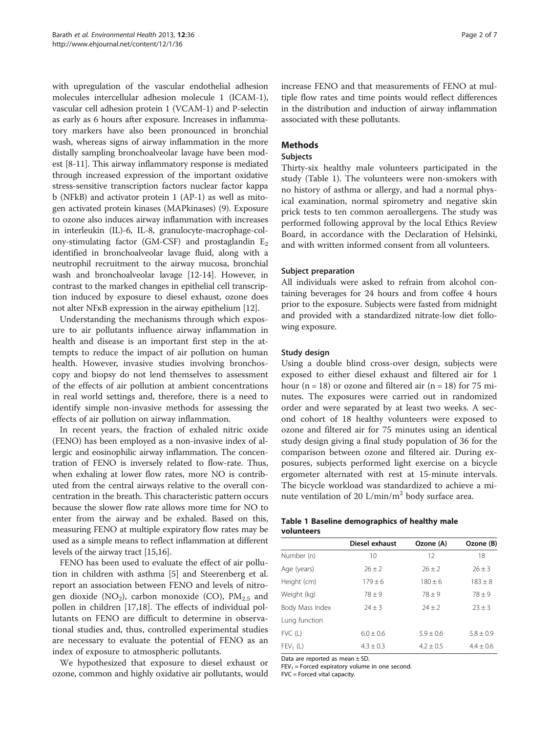with upregulation of the vascular endothelial adhesion molecules intercellular adhesion molecule 1 (ICAM-1), vascular cell adhesion protein 1 (VCAM-1) and P-selectin as early as 6 hours after exposure. Increases in inflammatory markers have also been pronounced in bronchial wash, whereas signs of airway inflammation in the more distally sampling bronchoalveolar lavage have been modest [8-11]. This airway inflammatory response is mediated through increased expression of the important oxidative stress-sensitive transcription factors nuclear factor kappa b (NFkB) and activator protein 1 (AP-1) as well as mitogen activated protein kinases (MAPkinases) (9). Exposure to ozone also induces airway inflammation with increases in interleukin (IL)-6, IL-8, granulocyte-macrophage-colony-stimulating factor (GM-CSF) and prostaglandin $E_2$ identified in bronchoalveolar lavage fluid, along with a neutrophil recruitment to the airway mucosa, bronchial wash and bronchoalveolar lavage [12-14]. However, in contrast to the marked changes in epithelial cell transcription induced by exposure to diesel exhaust, ozone does not alter NFκB expression in the airway epithelium [12].

Understanding the mechanisms through which exposure to air pollutants influence airway inflammation in health and disease is an important first step in the attempts to reduce the impact of air pollution on human health. However, invasive studies involving bronchoscopy and biopsy do not lend themselves to assessment of the effects of air pollution at ambient concentrations in real world settings and, therefore, there is a need to identify simple non-invasive methods for assessing the effects of air pollution on airway inflammation.

In recent years, the fraction of exhaled nitric oxide (FENO) has been employed as a non-invasive index of allergic and eosinophilic airway inflammation. The concentration of FENO is inversely related to flow-rate. Thus, when exhaling at lower flow rates, more NO is contributed from the central airways relative to the overall concentration in the breath. This characteristic pattern occurs because the slower flow rate allows more time for NO to enter from the airway and be exhaled. Based on this, measuring FENO at multiple expiratory flow rates may be used as a simple means to reflect inflammation at different levels of the airway tract [15,16].

FENO has been used to evaluate the effect of air pollution in children with asthma [5] and Steerenberg et al. report an association between FENO and levels of nitrogen dioxide ($NO_2$), carbon monoxide (CO), $PM_{2.5}$ and pollen in children [17,18]. The effects of individual pollutants on FENO are difficult to determine in observational studies and, thus, controlled experimental studies are necessary to evaluate the potential of FENO as an index of exposure to atmospheric pollutants.

We hypothesized that exposure to diesel exhaust or ozone, common and highly oxidative air pollutants, would increase FENO and that measurements of FENO at multiple flow rates and time points would reflect differences in the distribution and induction of airway inflammation associated with these pollutants.

## Methods

### Subjects

Thirty-six healthy male volunteers participated in the study (Table 1). The volunteers were non-smokers with no history of asthma or allergy, and had a normal physical examination, normal spirometry and negative skin prick tests to ten common aeroallergens. The study was performed following approval by the local Ethics Review Board, in accordance with the Declaration of Helsinki, and with written informed consent from all volunteers.

### Subject preparation

All individuals were asked to refrain from alcohol containing beverages for 24 hours and from coffee 4 hours prior to the exposure. Subjects were fasted from midnight and provided with a standardized nitrate-low diet following exposure.

### Study design

Using a double blind cross-over design, subjects were exposed to either diesel exhaust and filtered air for 1 hour (n = 18) or ozone and filtered air (n = 18) for 75 minutes. The exposures were carried out in randomized order and were separated by at least two weeks. A second cohort of 18 healthy volunteers were exposed to ozone and filtered air for 75 minutes using an identical study design giving a final study population of 36 for the comparison between ozone and filtered air. During exposures, subjects performed light exercise on a bicycle ergometer alternated with rest at 15-minute intervals. The bicycle workload was standardized to achieve a minute ventilation of 20 $L/min/m^2$ body surface area.

**Table 1 Baseline demographics of healthy male volunteers**

| | Diesel exhaust | Ozone (A) | Ozone (B) |
|---|---|---|---|
| Number (n) | 10 | 12 | 18 |
| Age (years) | 26 ± 2 | 26 ± 2 | 26 ± 3 |
| Height (cm) | 179 ± 6 | 180 ± 6 | 183 ± 8 |
| Weight (kg) | 78 ± 9 | 78 ± 9 | 78 ± 9 |
| Body Mass Index | 24 ± 3 | 24 ± 2 | 23 ± 3 |
| Lung function | | | |
| FVC (L) | 6.0 ± 0.6 | 5.9 ± 0.6 | 5.8 ± 0.9 |
| $FEV_1$ (L) | 4.3 ± 0.3 | 4.2 ± 0.5 | 4.4 ± 0.6 |

Data are reported as mean ± SD.
$FEV_1$ = Forced expiratory volume in one second.
FVC = Forced vital capacity.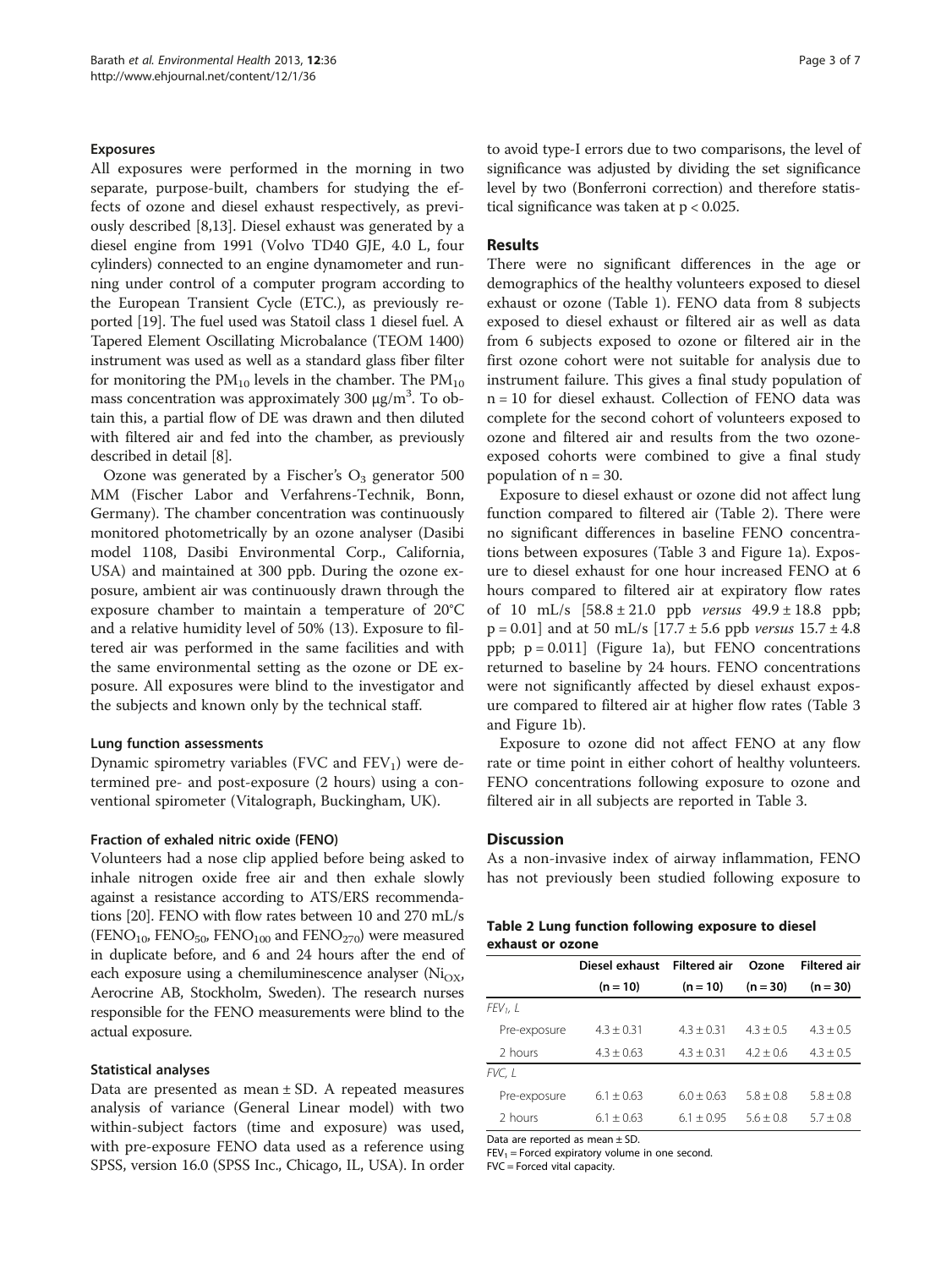### Exposures

All exposures were performed in the morning in two separate, purpose-built, chambers for studying the effects of ozone and diesel exhaust respectively, as previously described [8,13]. Diesel exhaust was generated by a diesel engine from 1991 (Volvo TD40 GJE, 4.0 L, four cylinders) connected to an engine dynamometer and running under control of a computer program according to the European Transient Cycle (ETC.), as previously reported [19]. The fuel used was Statoil class 1 diesel fuel. A Tapered Element Oscillating Microbalance (TEOM 1400) instrument was used as well as a standard glass fiber filter for monitoring the $PM_{10}$ levels in the chamber. The $PM_{10}$ mass concentration was approximately 300 μg/m$^3$. To obtain this, a partial flow of DE was drawn and then diluted with filtered air and fed into the chamber, as previously described in detail [8].

Ozone was generated by a Fischer's $O_3$ generator 500 MM (Fischer Labor and Verfahrens-Technik, Bonn, Germany). The chamber concentration was continuously monitored photometrically by an ozone analyser (Dasibi model 1108, Dasibi Environmental Corp., California, USA) and maintained at 300 ppb. During the ozone exposure, ambient air was continuously drawn through the exposure chamber to maintain a temperature of 20°C and a relative humidity level of 50% (13). Exposure to filtered air was performed in the same facilities and with the same environmental setting as the ozone or DE exposure. All exposures were blind to the investigator and the subjects and known only by the technical staff.

### Lung function assessments

Dynamic spirometry variables (FVC and $FEV_1$) were determined pre- and post-exposure (2 hours) using a conventional spirometer (Vitalograph, Buckingham, UK).

### Fraction of exhaled nitric oxide (FENO)

Volunteers had a nose clip applied before being asked to inhale nitrogen oxide free air and then exhale slowly against a resistance according to ATS/ERS recommendations [20]. FENO with flow rates between 10 and 270 mL/s ($FENO_{10}$, $FENO_{50}$, $FENO_{100}$ and $FENO_{270}$) were measured in duplicate before, and 6 and 24 hours after the end of each exposure using a chemiluminescence analyser ($Ni_{OX}$, Aerocrine AB, Stockholm, Sweden). The research nurses responsible for the FENO measurements were blind to the actual exposure.

### Statistical analyses

Data are presented as mean ± SD. A repeated measures analysis of variance (General Linear model) with two within-subject factors (time and exposure) was used, with pre-exposure FENO data used as a reference using SPSS, version 16.0 (SPSS Inc., Chicago, IL, USA). In order to avoid type-I errors due to two comparisons, the level of significance was adjusted by dividing the set significance level by two (Bonferroni correction) and therefore statistical significance was taken at $p < 0.025$.

## Results

There were no significant differences in the age or demographics of the healthy volunteers exposed to diesel exhaust or ozone (Table 1). FENO data from 8 subjects exposed to diesel exhaust or filtered air as well as data from 6 subjects exposed to ozone or filtered air in the first ozone cohort were not suitable for analysis due to instrument failure. This gives a final study population of n = 10 for diesel exhaust. Collection of FENO data was complete for the second cohort of volunteers exposed to ozone and filtered air and results from the two ozone-exposed cohorts were combined to give a final study population of n = 30.

Exposure to diesel exhaust or ozone did not affect lung function compared to filtered air (Table 2). There were no significant differences in baseline FENO concentrations between exposures (Table 3 and Figure 1a). Exposure to diesel exhaust for one hour increased FENO at 6 hours compared to filtered air at expiratory flow rates of 10 mL/s [58.8 ± 21.0 ppb *versus* 49.9 ± 18.8 ppb; $p = 0.01$] and at 50 mL/s [17.7 ± 5.6 ppb *versus* 15.7 ± 4.8 ppb; $p = 0.011$] (Figure 1a), but FENO concentrations returned to baseline by 24 hours. FENO concentrations were not significantly affected by diesel exhaust exposure compared to filtered air at higher flow rates (Table 3 and Figure 1b).

Exposure to ozone did not affect FENO at any flow rate or time point in either cohort of healthy volunteers. FENO concentrations following exposure to ozone and filtered air in all subjects are reported in Table 3.

## Discussion

As a non-invasive index of airway inflammation, FENO has not previously been studied following exposure to

**Table 2 Lung function following exposure to diesel exhaust or ozone**

| | Diesel exhaust (n = 10) | Filtered air (n = 10) | Ozone (n = 30) | Filtered air (n = 30) |
|---|---|---|---|---|
| *$FEV_1$, L* | | | | |
| Pre-exposure | 4.3 ± 0.31 | 4.3 ± 0.31 | 4.3 ± 0.5 | 4.3 ± 0.5 |
| 2 hours | 4.3 ± 0.63 | 4.3 ± 0.31 | 4.2 ± 0.6 | 4.3 ± 0.5 |
| *FVC, L* | | | | |
| Pre-exposure | 6.1 ± 0.63 | 6.0 ± 0.63 | 5.8 ± 0.8 | 5.8 ± 0.8 |
| 2 hours | 6.1 ± 0.63 | 6.1 ± 0.95 | 5.6 ± 0.8 | 5.7 ± 0.8 |

Data are reported as mean ± SD.
$FEV_1$ = Forced expiratory volume in one second.
FVC = Forced vital capacity.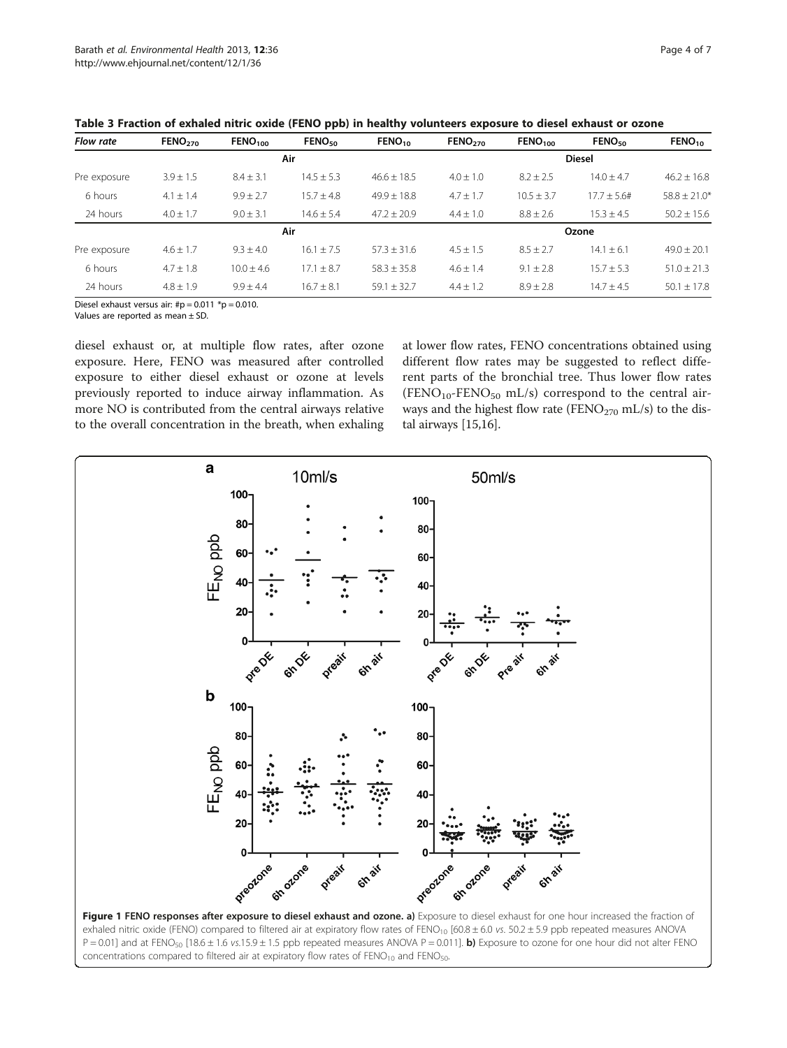**Table 3 Fraction of exhaled nitric oxide (FENO ppb) in healthy volunteers exposure to diesel exhaust or ozone**

| *Flow rate* | $FENO_{270}$ | $FENO_{100}$ | $FENO_{50}$ | $FENO_{10}$ | $FENO_{270}$ | $FENO_{100}$ | $FENO_{50}$ | $FENO_{10}$ |
|---|---|---|---|---|---|---|---|---|
| | **Air** | | | | **Diesel** | | | |
| Pre exposure | 3.9 ± 1.5 | 8.4 ± 3.1 | 14.5 ± 5.3 | 46.6 ± 18.5 | 4.0 ± 1.0 | 8.2 ± 2.5 | 14.0 ± 4.7 | 46.2 ± 16.8 |
| 6 hours | 4.1 ± 1.4 | 9.9 ± 2.7 | 15.7 ± 4.8 | 49.9 ± 18.8 | 4.7 ± 1.7 | 10.5 ± 3.7 | 17.7 ± 5.6# | 58.8 ± 21.0* |
| 24 hours | 4.0 ± 1.7 | 9.0 ± 3.1 | 14.6 ± 5.4 | 47.2 ± 20.9 | 4.4 ± 1.0 | 8.8 ± 2.6 | 15.3 ± 4.5 | 50.2 ± 15.6 |
| | **Air** | | | | **Ozone** | | | |
| Pre exposure | 4.6 ± 1.7 | 9.3 ± 4.0 | 16.1 ± 7.5 | 57.3 ± 31.6 | 4.5 ± 1.5 | 8.5 ± 2.7 | 14.1 ± 6.1 | 49.0 ± 20.1 |
| 6 hours | 4.7 ± 1.8 | 10.0 ± 4.6 | 17.1 ± 8.7 | 58.3 ± 35.8 | 4.6 ± 1.4 | 9.1 ± 2.8 | 15.7 ± 5.3 | 51.0 ± 21.3 |
| 24 hours | 4.8 ± 1.9 | 9.9 ± 4.4 | 16.7 ± 8.1 | 59.1 ± 32.7 | 4.4 ± 1.2 | 8.9 ± 2.8 | 14.7 ± 4.5 | 50.1 ± 17.8 |

Diesel exhaust versus air: #p = 0.011 *p = 0.010.
Values are reported as mean ± SD.

diesel exhaust or, at multiple flow rates, after ozone exposure. Here, FENO was measured after controlled exposure to either diesel exhaust or ozone at levels previously reported to induce airway inflammation. As more NO is contributed from the central airways relative to the overall concentration in the breath, when exhaling at lower flow rates, FENO concentrations obtained using different flow rates may be suggested to reflect different parts of the bronchial tree. Thus lower flow rates ($FENO_{10}$-$FENO_{50}$ mL/s) correspond to the central airways and the highest flow rate ($FENO_{270}$ mL/s) to the distal airways [15,16].

**Figure 1 FENO responses after exposure to diesel exhaust and ozone. a)** Exposure to diesel exhaust for one hour increased the fraction of exhaled nitric oxide (FENO) compared to filtered air at expiratory flow rates of $FENO_{10}$ [60.8 ± 6.0 *vs.* 50.2 ± 5.9 ppb repeated measures ANOVA P = 0.01] and at $FENO_{50}$ [18.6 ± 1.6 *vs.*15.9 ± 1.5 ppb repeated measures ANOVA P = 0.011]. **b)** Exposure to ozone for one hour did not alter FENO concentrations compared to filtered air at expiratory flow rates of $FENO_{10}$ and $FENO_{50}$.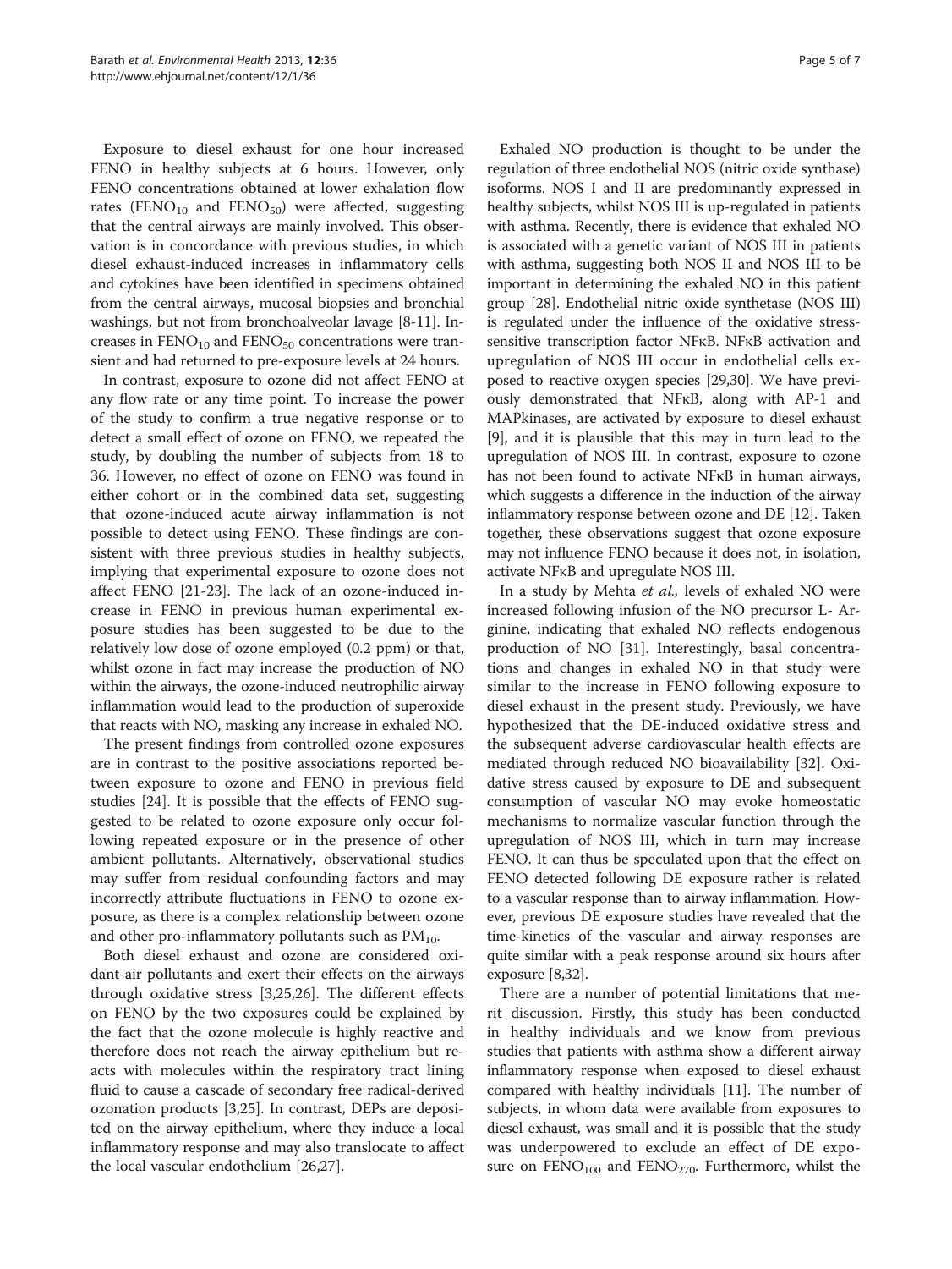Exposure to diesel exhaust for one hour increased FENO in healthy subjects at 6 hours. However, only FENO concentrations obtained at lower exhalation flow rates ($FENO_{10}$ and $FENO_{50}$) were affected, suggesting that the central airways are mainly involved. This observation is in concordance with previous studies, in which diesel exhaust-induced increases in inflammatory cells and cytokines have been identified in specimens obtained from the central airways, mucosal biopsies and bronchial washings, but not from bronchoalveolar lavage [8-11]. Increases in $FENO_{10}$ and $FENO_{50}$ concentrations were transient and had returned to pre-exposure levels at 24 hours.

In contrast, exposure to ozone did not affect FENO at any flow rate or any time point. To increase the power of the study to confirm a true negative response or to detect a small effect of ozone on FENO, we repeated the study, by doubling the number of subjects from 18 to 36. However, no effect of ozone on FENO was found in either cohort or in the combined data set, suggesting that ozone-induced acute airway inflammation is not possible to detect using FENO. These findings are consistent with three previous studies in healthy subjects, implying that experimental exposure to ozone does not affect FENO [21-23]. The lack of an ozone-induced increase in FENO in previous human experimental exposure studies has been suggested to be due to the relatively low dose of ozone employed (0.2 ppm) or that, whilst ozone in fact may increase the production of NO within the airways, the ozone-induced neutrophilic airway inflammation would lead to the production of superoxide that reacts with NO, masking any increase in exhaled NO.

The present findings from controlled ozone exposures are in contrast to the positive associations reported between exposure to ozone and FENO in previous field studies [24]. It is possible that the effects of FENO suggested to be related to ozone exposure only occur following repeated exposure or in the presence of other ambient pollutants. Alternatively, observational studies may suffer from residual confounding factors and may incorrectly attribute fluctuations in FENO to ozone exposure, as there is a complex relationship between ozone and other pro-inflammatory pollutants such as $PM_{10}$.

Both diesel exhaust and ozone are considered oxidant air pollutants and exert their effects on the airways through oxidative stress [3,25,26]. The different effects on FENO by the two exposures could be explained by the fact that the ozone molecule is highly reactive and therefore does not reach the airway epithelium but reacts with molecules within the respiratory tract lining fluid to cause a cascade of secondary free radical-derived ozonation products [3,25]. In contrast, DEPs are deposited on the airway epithelium, where they induce a local inflammatory response and may also translocate to affect the local vascular endothelium [26,27].

Exhaled NO production is thought to be under the regulation of three endothelial NOS (nitric oxide synthase) isoforms. NOS I and II are predominantly expressed in healthy subjects, whilst NOS III is up-regulated in patients with asthma. Recently, there is evidence that exhaled NO is associated with a genetic variant of NOS III in patients with asthma, suggesting both NOS II and NOS III to be important in determining the exhaled NO in this patient group [28]. Endothelial nitric oxide synthetase (NOS III) is regulated under the influence of the oxidative stress-sensitive transcription factor NFκB. NFκB activation and upregulation of NOS III occur in endothelial cells exposed to reactive oxygen species [29,30]. We have previously demonstrated that NFκB, along with AP-1 and MAPkinases, are activated by exposure to diesel exhaust [9], and it is plausible that this may in turn lead to the upregulation of NOS III. In contrast, exposure to ozone has not been found to activate NFκB in human airways, which suggests a difference in the induction of the airway inflammatory response between ozone and DE [12]. Taken together, these observations suggest that ozone exposure may not influence FENO because it does not, in isolation, activate NFκB and upregulate NOS III.

In a study by Mehta *et al.,* levels of exhaled NO were increased following infusion of the NO precursor L- Arginine, indicating that exhaled NO reflects endogenous production of NO [31]. Interestingly, basal concentrations and changes in exhaled NO in that study were similar to the increase in FENO following exposure to diesel exhaust in the present study. Previously, we have hypothesized that the DE-induced oxidative stress and the subsequent adverse cardiovascular health effects are mediated through reduced NO bioavailability [32]. Oxidative stress caused by exposure to DE and subsequent consumption of vascular NO may evoke homeostatic mechanisms to normalize vascular function through the upregulation of NOS III, which in turn may increase FENO. It can thus be speculated upon that the effect on FENO detected following DE exposure rather is related to a vascular response than to airway inflammation. However, previous DE exposure studies have revealed that the time-kinetics of the vascular and airway responses are quite similar with a peak response around six hours after exposure [8,32].

There are a number of potential limitations that merit discussion. Firstly, this study has been conducted in healthy individuals and we know from previous studies that patients with asthma show a different airway inflammatory response when exposed to diesel exhaust compared with healthy individuals [11]. The number of subjects, in whom data were available from exposures to diesel exhaust, was small and it is possible that the study was underpowered to exclude an effect of DE exposure on $FENO_{100}$ and $FENO_{270}$. Furthermore, whilst the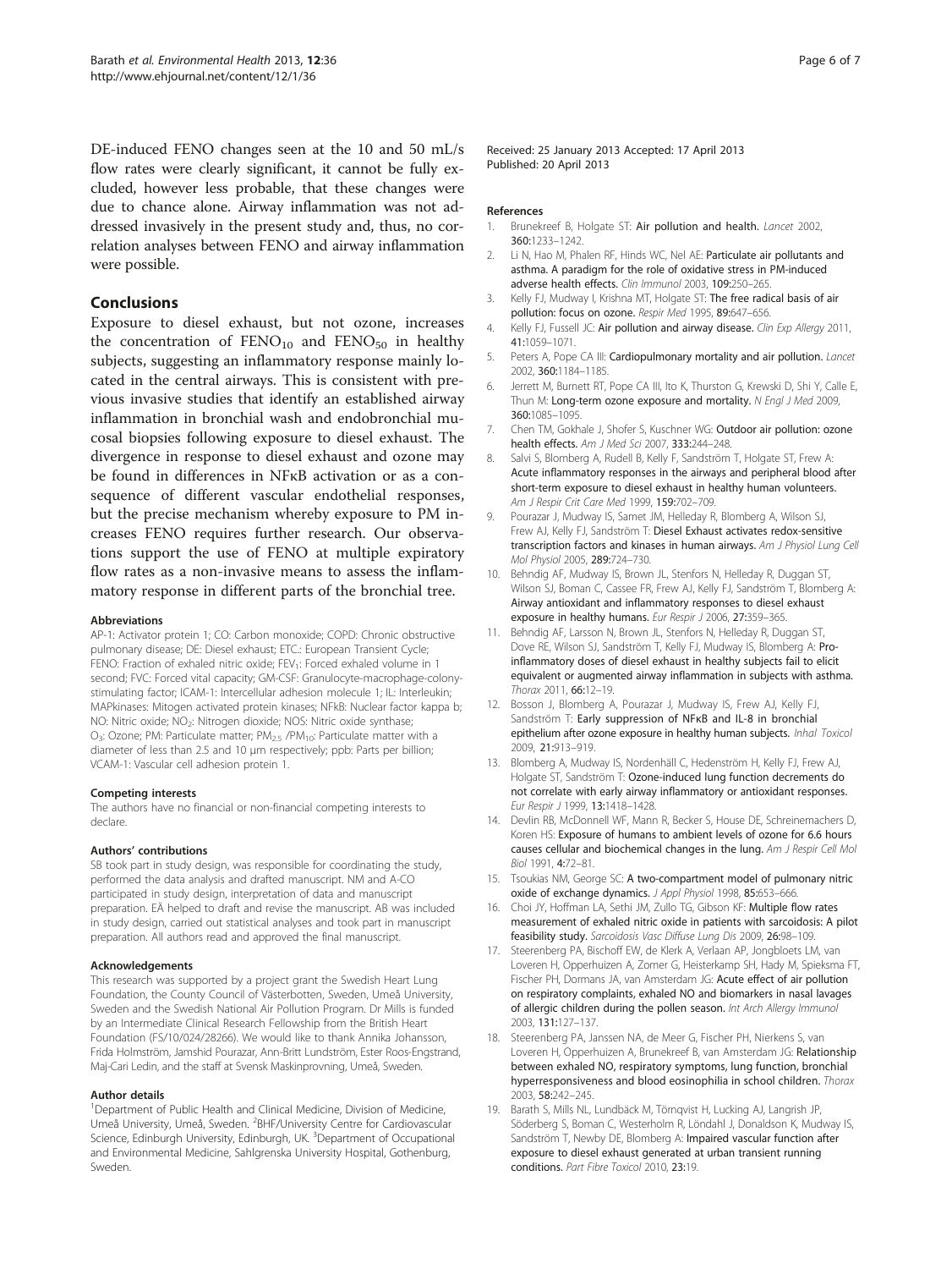DE-induced FENO changes seen at the 10 and 50 mL/s flow rates were clearly significant, it cannot be fully excluded, however less probable, that these changes were due to chance alone. Airway inflammation was not addressed invasively in the present study and, thus, no correlation analyses between FENO and airway inflammation were possible.

## Conclusions

Exposure to diesel exhaust, but not ozone, increases the concentration of $FENO_{10}$ and $FENO_{50}$ in healthy subjects, suggesting an inflammatory response mainly located in the central airways. This is consistent with previous invasive studies that identify an established airway inflammation in bronchial wash and endobronchial mucosal biopsies following exposure to diesel exhaust. The divergence in response to diesel exhaust and ozone may be found in differences in NFκB activation or as a consequence of different vascular endothelial responses, but the precise mechanism whereby exposure to PM increases FENO requires further research. Our observations support the use of FENO at multiple expiratory flow rates as a non-invasive means to assess the inflammatory response in different parts of the bronchial tree.

#### Abbreviations

AP-1: Activator protein 1; CO: Carbon monoxide; COPD: Chronic obstructive pulmonary disease; DE: Diesel exhaust; ETC.: European Transient Cycle; FENO: Fraction of exhaled nitric oxide; $FEV_1$: Forced exhaled volume in 1 second; FVC: Forced vital capacity; GM-CSF: Granulocyte-macrophage-colony-stimulating factor; ICAM-1: Intercellular adhesion molecule 1; IL: Interleukin; MAPkinases: Mitogen activated protein kinases; NFkB: Nuclear factor kappa b; NO: Nitric oxide; $NO_2$: Nitrogen dioxide; NOS: Nitric oxide synthase; $O_3$: Ozone; PM: Particulate matter; $PM_{2.5}$ /$PM_{10}$: Particulate matter with a diameter of less than 2.5 and 10 μm respectively; ppb: Parts per billion; VCAM-1: Vascular cell adhesion protein 1.

#### Competing interests

The authors have no financial or non-financial competing interests to declare.

#### Authors' contributions

SB took part in study design, was responsible for coordinating the study, performed the data analysis and drafted manuscript. NM and A-CO participated in study design, interpretation of data and manuscript preparation. EÅ helped to draft and revise the manuscript. AB was included in study design, carried out statistical analyses and took part in manuscript preparation. All authors read and approved the final manuscript.

#### Acknowledgements

This research was supported by a project grant the Swedish Heart Lung Foundation, the County Council of Västerbotten, Sweden, Umeå University, Sweden and the Swedish National Air Pollution Program. Dr Mills is funded by an Intermediate Clinical Research Fellowship from the British Heart Foundation (FS/10/024/28266). We would like to thank Annika Johansson, Frida Holmström, Jamshid Pourazar, Ann-Britt Lundström, Ester Roos-Engstrand, Maj-Cari Ledin, and the staff at Svensk Maskinprovning, Umeå, Sweden.

#### Author details

[1]Department of Public Health and Clinical Medicine, Division of Medicine, Umeå University, Umeå, Sweden. [2]BHF/University Centre for Cardiovascular Science, Edinburgh University, Edinburgh, UK. [3]Department of Occupational and Environmental Medicine, Sahlgrenska University Hospital, Gothenburg, Sweden.

Received: 25 January 2013 Accepted: 17 April 2013
Published: 20 April 2013

#### References

1. Brunekreef B, Holgate ST: **Air pollution and health.** *Lancet* 2002, **360:**1233–1242.
2. Li N, Hao M, Phalen RF, Hinds WC, Nel AE: **Particulate air pollutants and asthma. A paradigm for the role of oxidative stress in PM-induced adverse health effects.** *Clin Immunol* 2003, **109:**250–265.
3. Kelly FJ, Mudway I, Krishna MT, Holgate ST: **The free radical basis of air pollution: focus on ozone.** *Respir Med* 1995, **89:**647–656.
4. Kelly FJ, Fussell JC: **Air pollution and airway disease.** *Clin Exp Allergy* 2011, **41:**1059–1071.
5. Peters A, Pope CA III: **Cardiopulmonary mortality and air pollution.** *Lancet* 2002, **360:**1184–1185.
6. Jerrett M, Burnett RT, Pope CA III, Ito K, Thurston G, Krewski D, Shi Y, Calle E, Thun M: **Long-term ozone exposure and mortality.** *N Engl J Med* 2009, **360:**1085–1095.
7. Chen TM, Gokhale J, Shofer S, Kuschner WG: **Outdoor air pollution: ozone health effects.** *Am J Med Sci* 2007, **333:**244–248.
8. Salvi S, Blomberg A, Rudell B, Kelly F, Sandström T, Holgate ST, Frew A: **Acute inflammatory responses in the airways and peripheral blood after short-term exposure to diesel exhaust in healthy human volunteers.** *Am J Respir Crit Care Med* 1999, **159:**702–709.
9. Pourazar J, Mudway IS, Samet JM, Helleday R, Blomberg A, Wilson SJ, Frew AJ, Kelly FJ, Sandström T: **Diesel Exhaust activates redox-sensitive transcription factors and kinases in human airways.** *Am J Physiol Lung Cell Mol Physiol* 2005, **289:**724–730.
10. Behndig AF, Mudway IS, Brown JL, Stenfors N, Helleday R, Duggan ST, Wilson SJ, Boman C, Cassee FR, Frew AJ, Kelly FJ, Sandström T, Blomberg A: **Airway antioxidant and inflammatory responses to diesel exhaust exposure in healthy humans.** *Eur Respir J* 2006, **27:**359–365.
11. Behndig AF, Larsson N, Brown JL, Stenfors N, Helleday R, Duggan ST, Dove RE, Wilson SJ, Sandström T, Kelly FJ, Mudway IS, Blomberg A: **Pro-inflammatory doses of diesel exhaust in healthy subjects fail to elicit equivalent or augmented airway inflammation in subjects with asthma.** *Thorax* 2011, **66:**12–19.
12. Bosson J, Blomberg A, Pourazar J, Mudway IS, Frew AJ, Kelly FJ, Sandström T: **Early suppression of NFκB and IL-8 in bronchial epithelium after ozone exposure in healthy human subjects.** *Inhal Toxicol* 2009, **21:**913–919.
13. Blomberg A, Mudway IS, Nordenhäll C, Hedenström H, Kelly FJ, Frew AJ, Holgate ST, Sandström T: **Ozone-induced lung function decrements do not correlate with early airway inflammatory or antioxidant responses.** *Eur Respir J* 1999, **13:**1418–1428.
14. Devlin RB, McDonnell WF, Mann R, Becker S, House DE, Schreinemachers D, Koren HS: **Exposure of humans to ambient levels of ozone for 6.6 hours causes cellular and biochemical changes in the lung.** *Am J Respir Cell Mol Biol* 1991, **4:**72–81.
15. Tsoukias NM, George SC: **A two-compartment model of pulmonary nitric oxide of exchange dynamics.** *J Appl Physiol* 1998, **85:**653–666.
16. Choi JY, Hoffman LA, Sethi JM, Zullo TG, Gibson KF: **Multiple flow rates measurement of exhaled nitric oxide in patients with sarcoidosis: A pilot feasibility study.** *Sarcoidosis Vasc Diffuse Lung Dis* 2009, **26:**98–109.
17. Steerenberg PA, Bischoff EW, de Klerk A, Verlaan AP, Jongbloets LM, van Loveren H, Opperhuizen A, Zomer G, Heisterkamp SH, Hady M, Spieksma FT, Fischer PH, Dormans JA, van Amsterdam JG: **Acute effect of air pollution on respiratory complaints, exhaled NO and biomarkers in nasal lavages of allergic children during the pollen season.** *Int Arch Allergy Immunol* 2003, **131:**127–137.
18. Steerenberg PA, Janssen NA, de Meer G, Fischer PH, Nierkens S, van Loveren H, Opperhuizen A, Brunekreef B, van Amsterdam JG: **Relationship between exhaled NO, respiratory symptoms, lung function, bronchial hyperresponsiveness and blood eosinophilia in school children.** *Thorax* 2003, **58:**242–245.
19. Barath S, Mills NL, Lundbäck M, Törnqvist H, Lucking AJ, Langrish JP, Söderberg S, Boman C, Westerholm R, Löndahl J, Donaldson K, Mudway IS, Sandström T, Newby DE, Blomberg A: **Impaired vascular function after exposure to diesel exhaust generated at urban transient running conditions.** *Part Fibre Toxicol* 2010, **23:**19.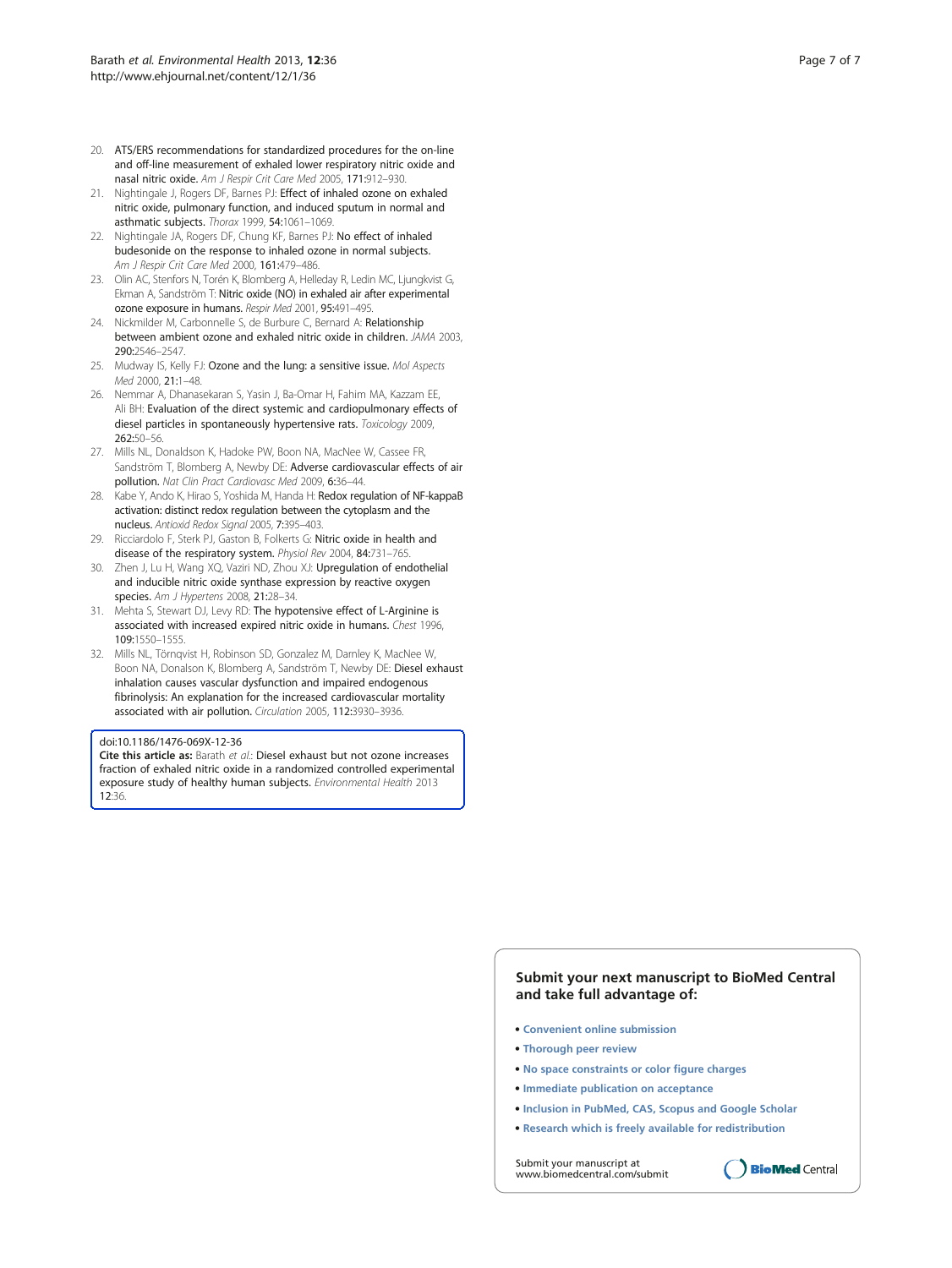20. ATS/ERS recommendations for standardized procedures for the on-line and off-line measurement of exhaled lower respiratory nitric oxide and nasal nitric oxide. *Am J Respir Crit Care Med* 2005, **171:**912–930.
21. Nightingale J, Rogers DF, Barnes PJ: **Effect of inhaled ozone on exhaled nitric oxide, pulmonary function, and induced sputum in normal and asthmatic subjects.** *Thorax* 1999, **54:**1061–1069.
22. Nightingale JA, Rogers DF, Chung KF, Barnes PJ: **No effect of inhaled budesonide on the response to inhaled ozone in normal subjects.** *Am J Respir Crit Care Med* 2000, **161:**479–486.
23. Olin AC, Stenfors N, Torén K, Blomberg A, Helleday R, Ledin MC, Ljungkvist G, Ekman A, Sandström T: **Nitric oxide (NO) in exhaled air after experimental ozone exposure in humans.** *Respir Med* 2001, **95:**491–495.
24. Nickmilder M, Carbonnelle S, de Burbure C, Bernard A: **Relationship between ambient ozone and exhaled nitric oxide in children.** *JAMA* 2003, **290:**2546–2547.
25. Mudway IS, Kelly FJ: **Ozone and the lung: a sensitive issue.** *Mol Aspects Med* 2000, **21:**1–48.
26. Nemmar A, Dhanasekaran S, Yasin J, Ba-Omar H, Fahim MA, Kazzam EE, Ali BH: **Evaluation of the direct systemic and cardiopulmonary effects of diesel particles in spontaneously hypertensive rats.** *Toxicology* 2009, **262:**50–56.
27. Mills NL, Donaldson K, Hadoke PW, Boon NA, MacNee W, Cassee FR, Sandström T, Blomberg A, Newby DE: **Adverse cardiovascular effects of air pollution.** *Nat Clin Pract Cardiovasc Med* 2009, **6:**36–44.
28. Kabe Y, Ando K, Hirao S, Yoshida M, Handa H: **Redox regulation of NF-kappaB activation: distinct redox regulation between the cytoplasm and the nucleus.** *Antioxid Redox Signal* 2005, **7:**395–403.
29. Ricciardolo F, Sterk PJ, Gaston B, Folkerts G: **Nitric oxide in health and disease of the respiratory system.** *Physiol Rev* 2004, **84:**731–765.
30. Zhen J, Lu H, Wang XQ, Vaziri ND, Zhou XJ: **Upregulation of endothelial and inducible nitric oxide synthase expression by reactive oxygen species.** *Am J Hypertens* 2008, **21:**28–34.
31. Mehta S, Stewart DJ, Levy RD: **The hypotensive effect of L-Arginine is associated with increased expired nitric oxide in humans.** *Chest* 1996, **109:**1550–1555.
32. Mills NL, Törnqvist H, Robinson SD, Gonzalez M, Darnley K, MacNee W, Boon NA, Donalson K, Blomberg A, Sandström T, Newby DE: **Diesel exhaust inhalation causes vascular dysfunction and impaired endogenous fibrinolysis: An explanation for the increased cardiovascular mortality associated with air pollution.** *Circulation* 2005, **112:**3930–3936.

doi:10.1186/1476-069X-12-36

**Cite this article as:** Barath *et al.*: Diesel exhaust but not ozone increases fraction of exhaled nitric oxide in a randomized controlled experimental exposure study of healthy human subjects. *Environmental Health* 2013 **12**:36.

**Submit your next manuscript to BioMed Central and take full advantage of:**

- **Convenient online submission**
- **Thorough peer review**
- **No space constraints or color figure charges**
- **Immediate publication on acceptance**
- **Inclusion in PubMed, CAS, Scopus and Google Scholar**
- **Research which is freely available for redistribution**

Submit your manuscript at www.biomedcentral.com/submit

BioMed Central